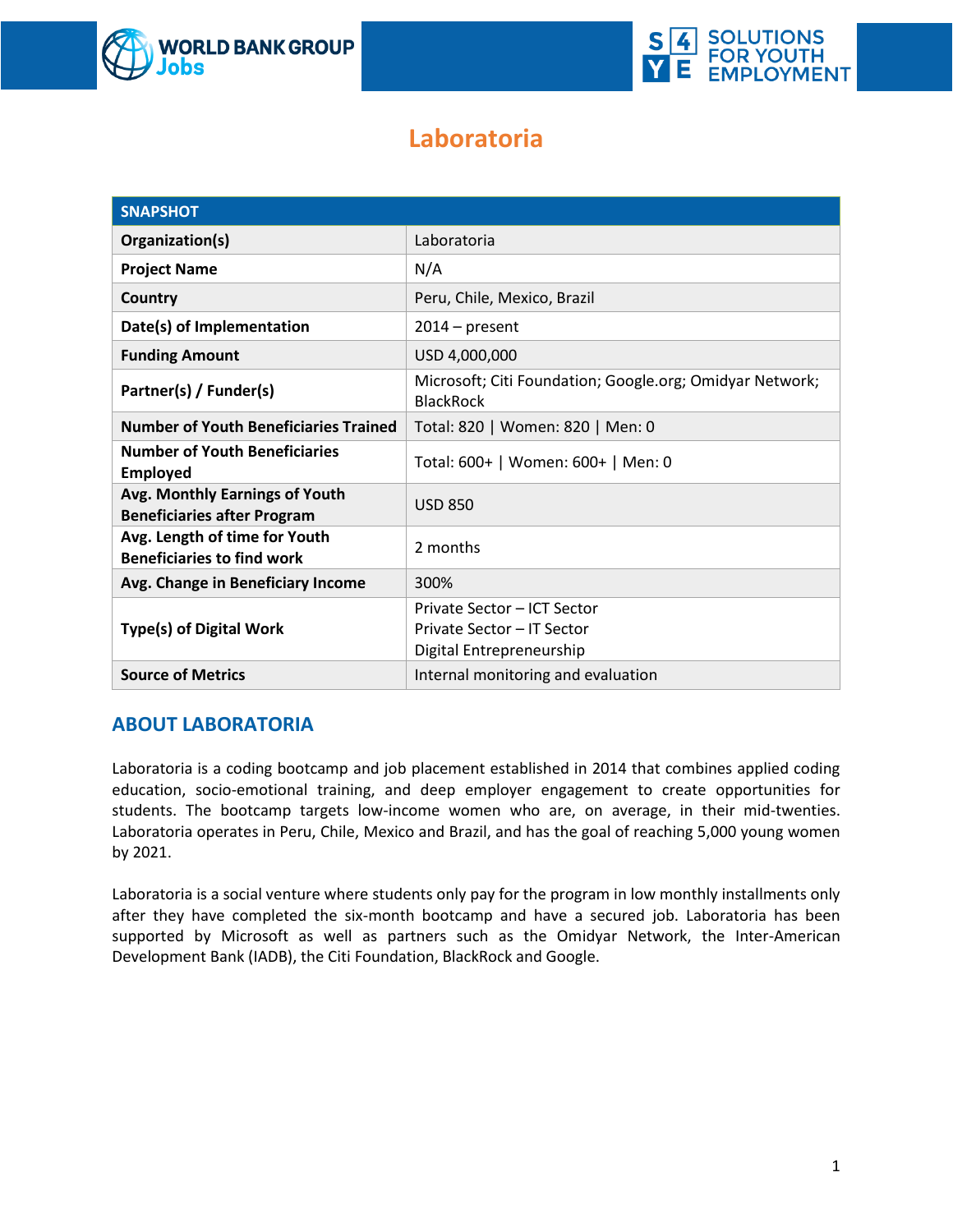# Laboratoria

| SNAPSHOT | |
|---|---|
| **Organization(s)** | Laboratoria |
| **Project Name** | N/A |
| **Country** | Peru, Chile, Mexico, Brazil |
| **Date(s) of Implementation** | 2014 – present |
| **Funding Amount** | USD 4,000,000 |
| **Partner(s) / Funder(s)** | Microsoft; Citi Foundation; Google.org; Omidyar Network; BlackRock |
| **Number of Youth Beneficiaries Trained** | Total: 820 \| Women: 820 \| Men: 0 |
| **Number of Youth Beneficiaries Employed** | Total: 600+ \| Women: 600+ \| Men: 0 |
| **Avg. Monthly Earnings of Youth Beneficiaries after Program** | USD 850 |
| **Avg. Length of time for Youth Beneficiaries to find work** | 2 months |
| **Avg. Change in Beneficiary Income** | 300% |
| **Type(s) of Digital Work** | Private Sector – ICT Sector<br>Private Sector – IT Sector<br>Digital Entrepreneurship |
| **Source of Metrics** | Internal monitoring and evaluation |

## ABOUT LABORATORIA

Laboratoria is a coding bootcamp and job placement established in 2014 that combines applied coding education, socio-emotional training, and deep employer engagement to create opportunities for students. The bootcamp targets low-income women who are, on average, in their mid-twenties. Laboratoria operates in Peru, Chile, Mexico and Brazil, and has the goal of reaching 5,000 young women by 2021.

Laboratoria is a social venture where students only pay for the program in low monthly installments only after they have completed the six-month bootcamp and have a secured job. Laboratoria has been supported by Microsoft as well as partners such as the Omidyar Network, the Inter-American Development Bank (IADB), the Citi Foundation, BlackRock and Google.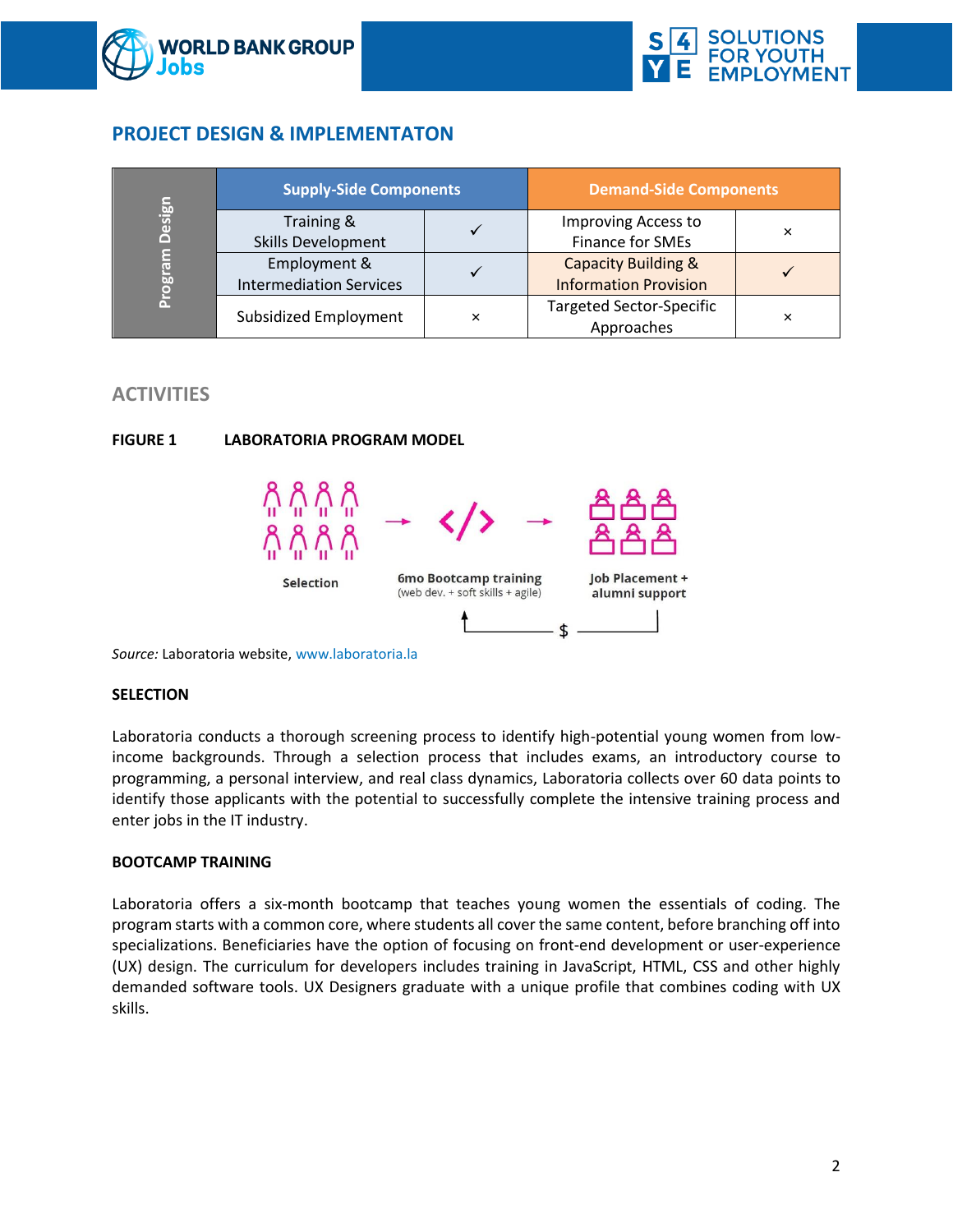## PROJECT DESIGN & IMPLEMENTATON

| Program Design | Supply-Side Components | | Demand-Side Components | |
|---|---|---|---|---|
| | Training & Skills Development | ✓ | Improving Access to Finance for SMEs | × |
| | Employment & Intermediation Services | ✓ | Capacity Building & Information Provision | ✓ |
| | Subsidized Employment | × | Targeted Sector-Specific Approaches | × |

## ACTIVITIES

**FIGURE 1 LABORATORIA PROGRAM MODEL**

Selection → 6mo Bootcamp training (web dev. + soft skills + agile) → Job Placement + alumni support

$

*Source:* Laboratoria website, www.laboratoria.la

### SELECTION

Laboratoria conducts a thorough screening process to identify high-potential young women from low-income backgrounds. Through a selection process that includes exams, an introductory course to programming, a personal interview, and real class dynamics, Laboratoria collects over 60 data points to identify those applicants with the potential to successfully complete the intensive training process and enter jobs in the IT industry.

### BOOTCAMP TRAINING

Laboratoria offers a six-month bootcamp that teaches young women the essentials of coding. The program starts with a common core, where students all cover the same content, before branching off into specializations. Beneficiaries have the option of focusing on front-end development or user-experience (UX) design. The curriculum for developers includes training in JavaScript, HTML, CSS and other highly demanded software tools. UX Designers graduate with a unique profile that combines coding with UX skills.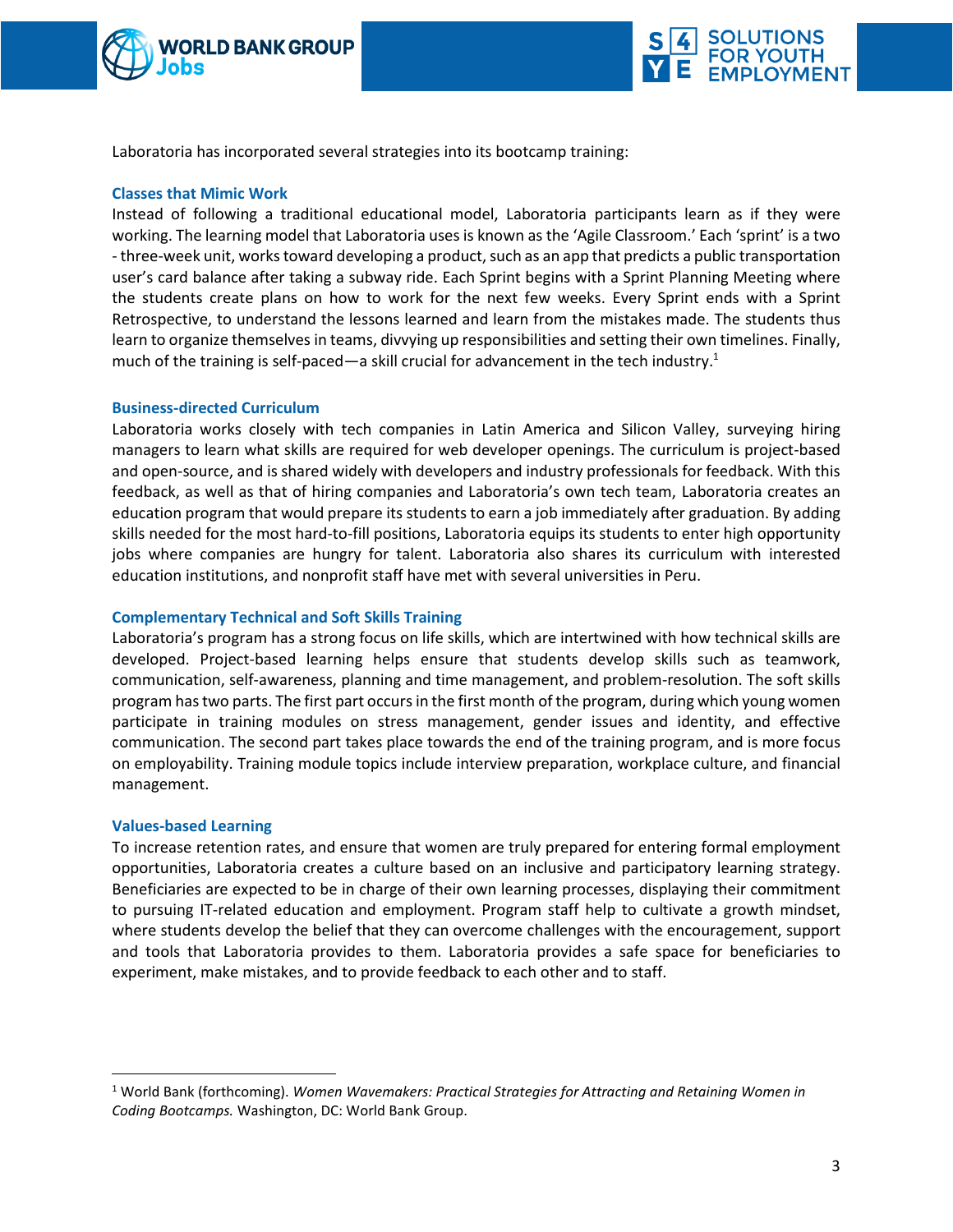Laboratoria has incorporated several strategies into its bootcamp training:

### Classes that Mimic Work

Instead of following a traditional educational model, Laboratoria participants learn as if they were working. The learning model that Laboratoria uses is known as the 'Agile Classroom.' Each 'sprint' is a two - three-week unit, works toward developing a product, such as an app that predicts a public transportation user's card balance after taking a subway ride. Each Sprint begins with a Sprint Planning Meeting where the students create plans on how to work for the next few weeks. Every Sprint ends with a Sprint Retrospective, to understand the lessons learned and learn from the mistakes made. The students thus learn to organize themselves in teams, divvying up responsibilities and setting their own timelines. Finally, much of the training is self-paced—a skill crucial for advancement in the tech industry.[1]

### Business-directed Curriculum

Laboratoria works closely with tech companies in Latin America and Silicon Valley, surveying hiring managers to learn what skills are required for web developer openings. The curriculum is project-based and open-source, and is shared widely with developers and industry professionals for feedback. With this feedback, as well as that of hiring companies and Laboratoria's own tech team, Laboratoria creates an education program that would prepare its students to earn a job immediately after graduation. By adding skills needed for the most hard-to-fill positions, Laboratoria equips its students to enter high opportunity jobs where companies are hungry for talent. Laboratoria also shares its curriculum with interested education institutions, and nonprofit staff have met with several universities in Peru.

### Complementary Technical and Soft Skills Training

Laboratoria's program has a strong focus on life skills, which are intertwined with how technical skills are developed. Project-based learning helps ensure that students develop skills such as teamwork, communication, self-awareness, planning and time management, and problem-resolution. The soft skills program has two parts. The first part occurs in the first month of the program, during which young women participate in training modules on stress management, gender issues and identity, and effective communication. The second part takes place towards the end of the training program, and is more focus on employability. Training module topics include interview preparation, workplace culture, and financial management.

### Values-based Learning

To increase retention rates, and ensure that women are truly prepared for entering formal employment opportunities, Laboratoria creates a culture based on an inclusive and participatory learning strategy. Beneficiaries are expected to be in charge of their own learning processes, displaying their commitment to pursuing IT-related education and employment. Program staff help to cultivate a growth mindset, where students develop the belief that they can overcome challenges with the encouragement, support and tools that Laboratoria provides to them. Laboratoria provides a safe space for beneficiaries to experiment, make mistakes, and to provide feedback to each other and to staff.

---

[1] World Bank (forthcoming). *Women Wavemakers: Practical Strategies for Attracting and Retaining Women in Coding Bootcamps.* Washington, DC: World Bank Group.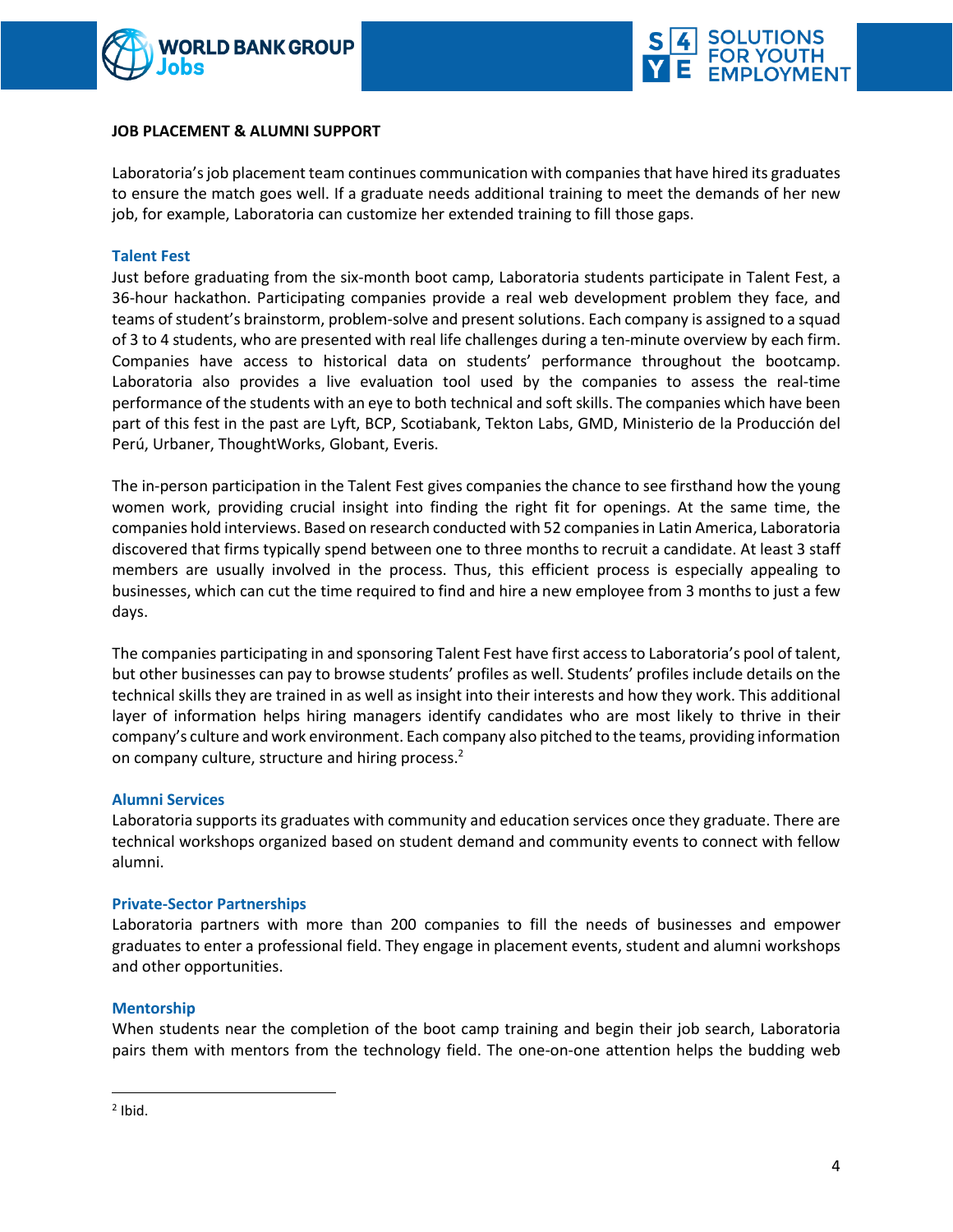## JOB PLACEMENT & ALUMNI SUPPORT

Laboratoria's job placement team continues communication with companies that have hired its graduates to ensure the match goes well. If a graduate needs additional training to meet the demands of her new job, for example, Laboratoria can customize her extended training to fill those gaps.

### Talent Fest

Just before graduating from the six-month boot camp, Laboratoria students participate in Talent Fest, a 36-hour hackathon. Participating companies provide a real web development problem they face, and teams of student's brainstorm, problem-solve and present solutions. Each company is assigned to a squad of 3 to 4 students, who are presented with real life challenges during a ten-minute overview by each firm. Companies have access to historical data on students' performance throughout the bootcamp. Laboratoria also provides a live evaluation tool used by the companies to assess the real-time performance of the students with an eye to both technical and soft skills. The companies which have been part of this fest in the past are Lyft, BCP, Scotiabank, Tekton Labs, GMD, Ministerio de la Producción del Perú, Urbaner, ThoughtWorks, Globant, Everis.

The in-person participation in the Talent Fest gives companies the chance to see firsthand how the young women work, providing crucial insight into finding the right fit for openings. At the same time, the companies hold interviews. Based on research conducted with 52 companies in Latin America, Laboratoria discovered that firms typically spend between one to three months to recruit a candidate. At least 3 staff members are usually involved in the process. Thus, this efficient process is especially appealing to businesses, which can cut the time required to find and hire a new employee from 3 months to just a few days.

The companies participating in and sponsoring Talent Fest have first access to Laboratoria's pool of talent, but other businesses can pay to browse students' profiles as well. Students' profiles include details on the technical skills they are trained in as well as insight into their interests and how they work. This additional layer of information helps hiring managers identify candidates who are most likely to thrive in their company's culture and work environment. Each company also pitched to the teams, providing information on company culture, structure and hiring process.[2]

### Alumni Services

Laboratoria supports its graduates with community and education services once they graduate. There are technical workshops organized based on student demand and community events to connect with fellow alumni.

### Private-Sector Partnerships

Laboratoria partners with more than 200 companies to fill the needs of businesses and empower graduates to enter a professional field. They engage in placement events, student and alumni workshops and other opportunities.

### Mentorship

When students near the completion of the boot camp training and begin their job search, Laboratoria pairs them with mentors from the technology field. The one-on-one attention helps the budding web

---

[2] Ibid.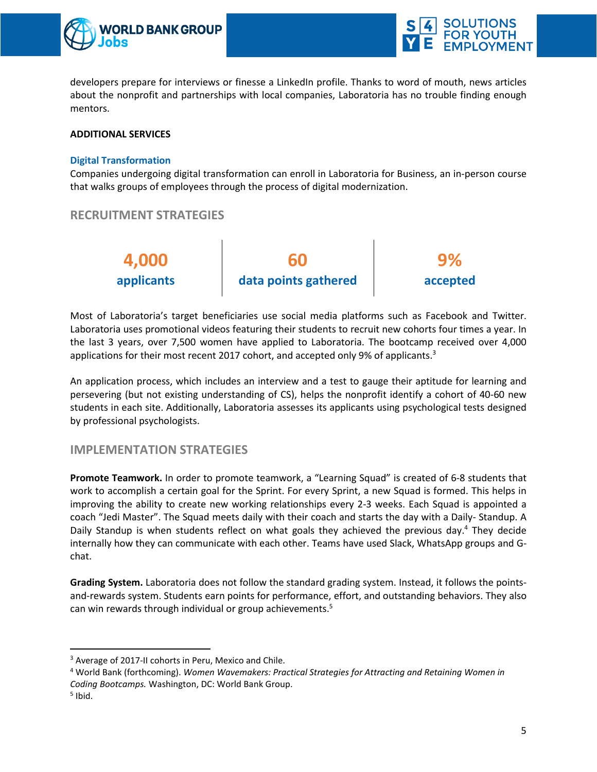developers prepare for interviews or finesse a LinkedIn profile. Thanks to word of mouth, news articles about the nonprofit and partnerships with local companies, Laboratoria has no trouble finding enough mentors.

**ADDITIONAL SERVICES**

### Digital Transformation

Companies undergoing digital transformation can enroll in Laboratoria for Business, an in-person course that walks groups of employees through the process of digital modernization.

## RECRUITMENT STRATEGIES

| 4,000 | 60 | 9% |
| --- | --- | --- |
| applicants | data points gathered | accepted |

Most of Laboratoria's target beneficiaries use social media platforms such as Facebook and Twitter. Laboratoria uses promotional videos featuring their students to recruit new cohorts four times a year. In the last 3 years, over 7,500 women have applied to Laboratoria. The bootcamp received over 4,000 applications for their most recent 2017 cohort, and accepted only 9% of applicants.[3]

An application process, which includes an interview and a test to gauge their aptitude for learning and persevering (but not existing understanding of CS), helps the nonprofit identify a cohort of 40-60 new students in each site. Additionally, Laboratoria assesses its applicants using psychological tests designed by professional psychologists.

## IMPLEMENTATION STRATEGIES

**Promote Teamwork.** In order to promote teamwork, a "Learning Squad" is created of 6-8 students that work to accomplish a certain goal for the Sprint. For every Sprint, a new Squad is formed. This helps in improving the ability to create new working relationships every 2-3 weeks. Each Squad is appointed a coach "Jedi Master". The Squad meets daily with their coach and starts the day with a Daily- Standup. A Daily Standup is when students reflect on what goals they achieved the previous day.[4] They decide internally how they can communicate with each other. Teams have used Slack, WhatsApp groups and G-chat.

**Grading System.** Laboratoria does not follow the standard grading system. Instead, it follows the points-and-rewards system. Students earn points for performance, effort, and outstanding behaviors. They also can win rewards through individual or group achievements.[5]

---

[3] Average of 2017-II cohorts in Peru, Mexico and Chile.

[4] World Bank (forthcoming). *Women Wavemakers: Practical Strategies for Attracting and Retaining Women in Coding Bootcamps.* Washington, DC: World Bank Group.

[5] Ibid.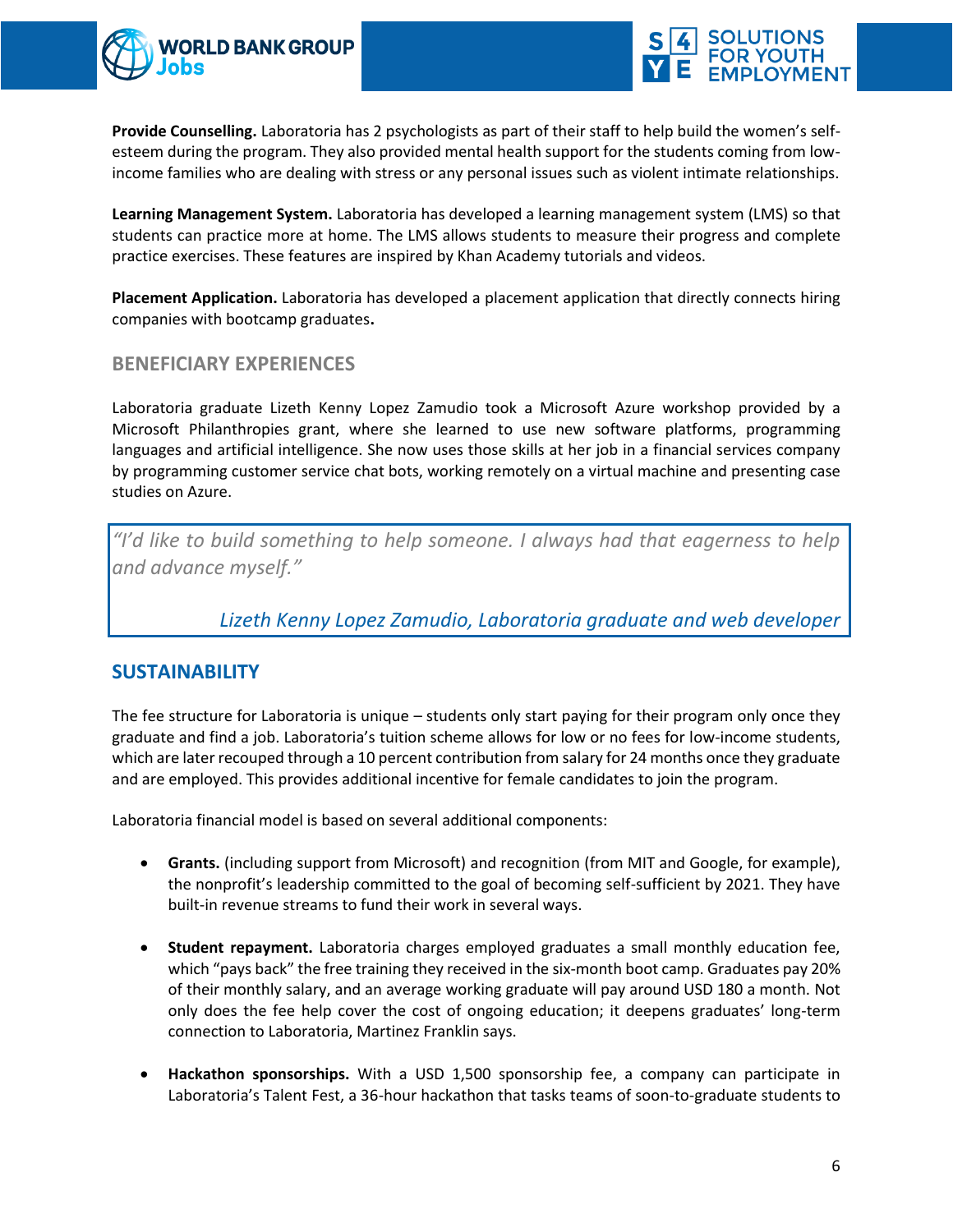**Provide Counselling.** Laboratoria has 2 psychologists as part of their staff to help build the women's self-esteem during the program. They also provided mental health support for the students coming from low-income families who are dealing with stress or any personal issues such as violent intimate relationships.

**Learning Management System.** Laboratoria has developed a learning management system (LMS) so that students can practice more at home. The LMS allows students to measure their progress and complete practice exercises. These features are inspired by Khan Academy tutorials and videos.

**Placement Application.** Laboratoria has developed a placement application that directly connects hiring companies with bootcamp graduates**.**

### BENEFICIARY EXPERIENCES

Laboratoria graduate Lizeth Kenny Lopez Zamudio took a Microsoft Azure workshop provided by a Microsoft Philanthropies grant, where she learned to use new software platforms, programming languages and artificial intelligence. She now uses those skills at her job in a financial services company by programming customer service chat bots, working remotely on a virtual machine and presenting case studies on Azure.

> *"I'd like to build something to help someone. I always had that eagerness to help and advance myself."*
>
> *Lizeth Kenny Lopez Zamudio, Laboratoria graduate and web developer*

## SUSTAINABILITY

The fee structure for Laboratoria is unique – students only start paying for their program only once they graduate and find a job. Laboratoria's tuition scheme allows for low or no fees for low-income students, which are later recouped through a 10 percent contribution from salary for 24 months once they graduate and are employed. This provides additional incentive for female candidates to join the program.

Laboratoria financial model is based on several additional components:

- **Grants.** (including support from Microsoft) and recognition (from MIT and Google, for example), the nonprofit's leadership committed to the goal of becoming self-sufficient by 2021. They have built-in revenue streams to fund their work in several ways.

- **Student repayment.** Laboratoria charges employed graduates a small monthly education fee, which "pays back" the free training they received in the six-month boot camp. Graduates pay 20% of their monthly salary, and an average working graduate will pay around USD 180 a month. Not only does the fee help cover the cost of ongoing education; it deepens graduates' long-term connection to Laboratoria, Martinez Franklin says.

- **Hackathon sponsorships.** With a USD 1,500 sponsorship fee, a company can participate in Laboratoria's Talent Fest, a 36-hour hackathon that tasks teams of soon-to-graduate students to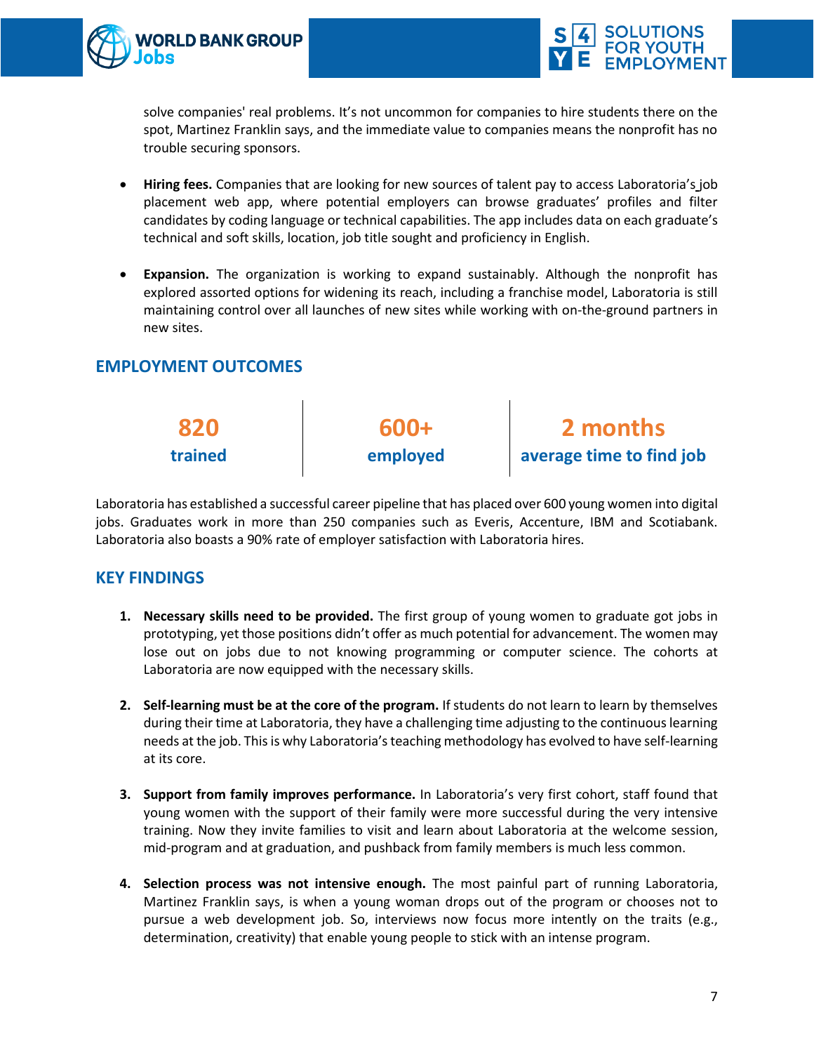solve companies' real problems. It's not uncommon for companies to hire students there on the spot, Martinez Franklin says, and the immediate value to companies means the nonprofit has no trouble securing sponsors.

- **Hiring fees.** Companies that are looking for new sources of talent pay to access Laboratoria's job placement web app, where potential employers can browse graduates' profiles and filter candidates by coding language or technical capabilities. The app includes data on each graduate's technical and soft skills, location, job title sought and proficiency in English.

- **Expansion.** The organization is working to expand sustainably. Although the nonprofit has explored assorted options for widening its reach, including a franchise model, Laboratoria is still maintaining control over all launches of new sites while working with on-the-ground partners in new sites.

## EMPLOYMENT OUTCOMES

| 820 | 600+ | 2 months |
|---|---|---|
| trained | employed | average time to find job |

Laboratoria has established a successful career pipeline that has placed over 600 young women into digital jobs. Graduates work in more than 250 companies such as Everis, Accenture, IBM and Scotiabank. Laboratoria also boasts a 90% rate of employer satisfaction with Laboratoria hires.

## KEY FINDINGS

1. **Necessary skills need to be provided.** The first group of young women to graduate got jobs in prototyping, yet those positions didn't offer as much potential for advancement. The women may lose out on jobs due to not knowing programming or computer science. The cohorts at Laboratoria are now equipped with the necessary skills.

2. **Self-learning must be at the core of the program.** If students do not learn to learn by themselves during their time at Laboratoria, they have a challenging time adjusting to the continuous learning needs at the job. This is why Laboratoria's teaching methodology has evolved to have self-learning at its core.

3. **Support from family improves performance.** In Laboratoria's very first cohort, staff found that young women with the support of their family were more successful during the very intensive training. Now they invite families to visit and learn about Laboratoria at the welcome session, mid-program and at graduation, and pushback from family members is much less common.

4. **Selection process was not intensive enough.** The most painful part of running Laboratoria, Martinez Franklin says, is when a young woman drops out of the program or chooses not to pursue a web development job. So, interviews now focus more intently on the traits (e.g., determination, creativity) that enable young people to stick with an intense program.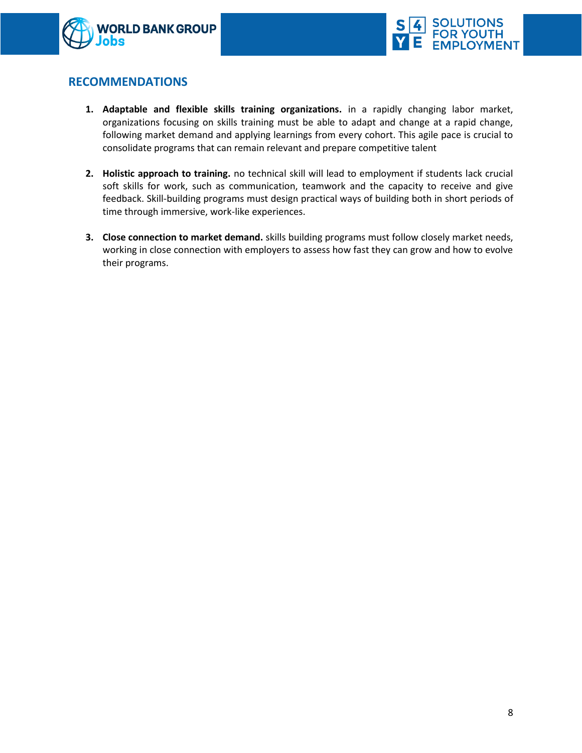## RECOMMENDATIONS

1. **Adaptable and flexible skills training organizations.** in a rapidly changing labor market, organizations focusing on skills training must be able to adapt and change at a rapid change, following market demand and applying learnings from every cohort. This agile pace is crucial to consolidate programs that can remain relevant and prepare competitive talent

2. **Holistic approach to training.** no technical skill will lead to employment if students lack crucial soft skills for work, such as communication, teamwork and the capacity to receive and give feedback. Skill-building programs must design practical ways of building both in short periods of time through immersive, work-like experiences.

3. **Close connection to market demand.** skills building programs must follow closely market needs, working in close connection with employers to assess how fast they can grow and how to evolve their programs.